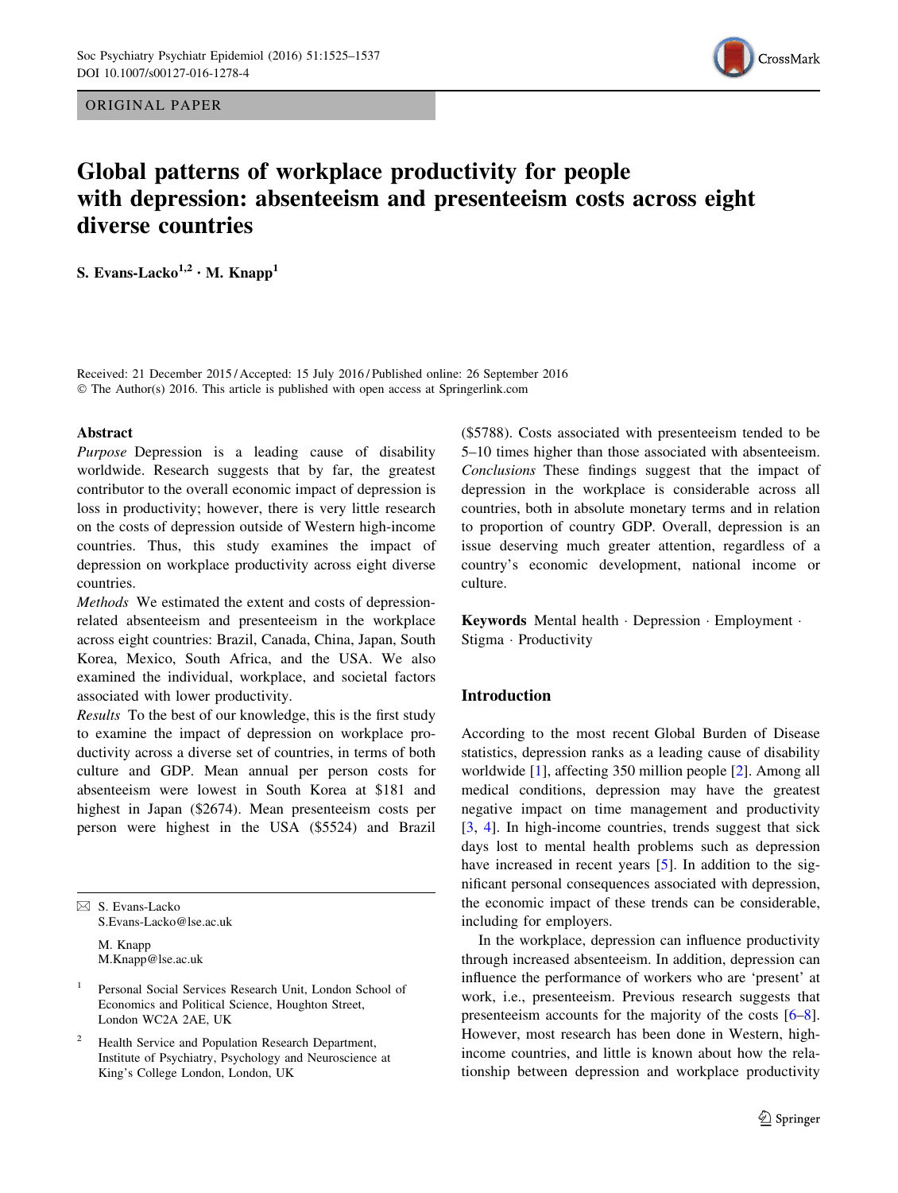ORIGINAL PAPER

# Global patterns of workplace productivity for people with depression: absenteeism and presenteeism costs across eight diverse countries

**S. Evans-Lacko[1,2] · M. Knapp[1]**

Received: 21 December 2015 / Accepted: 15 July 2016 / Published online: 26 September 2016
© The Author(s) 2016. This article is published with open access at Springerlink.com

## Abstract

*Purpose* Depression is a leading cause of disability worldwide. Research suggests that by far, the greatest contributor to the overall economic impact of depression is loss in productivity; however, there is very little research on the costs of depression outside of Western high-income countries. Thus, this study examines the impact of depression on workplace productivity across eight diverse countries.

*Methods* We estimated the extent and costs of depression-related absenteeism and presenteeism in the workplace across eight countries: Brazil, Canada, China, Japan, South Korea, Mexico, South Africa, and the USA. We also examined the individual, workplace, and societal factors associated with lower productivity.

*Results* To the best of our knowledge, this is the first study to examine the impact of depression on workplace productivity across a diverse set of countries, in terms of both culture and GDP. Mean annual per person costs for absenteeism were lowest in South Korea at $181 and highest in Japan ($2674). Mean presenteeism costs per person were highest in the USA ($5524) and Brazil ($5788). Costs associated with presenteeism tended to be 5–10 times higher than those associated with absenteeism.

*Conclusions* These findings suggest that the impact of depression in the workplace is considerable across all countries, both in absolute monetary terms and in relation to proportion of country GDP. Overall, depression is an issue deserving much greater attention, regardless of a country's economic development, national income or culture.

**Keywords** Mental health · Depression · Employment · Stigma · Productivity

✉ S. Evans-Lacko
S.Evans-Lacko@lse.ac.uk

M. Knapp
M.Knapp@lse.ac.uk

[1] Personal Social Services Research Unit, London School of Economics and Political Science, Houghton Street, London WC2A 2AE, UK

[2] Health Service and Population Research Department, Institute of Psychiatry, Psychology and Neuroscience at King's College London, London, UK

## Introduction

According to the most recent Global Burden of Disease statistics, depression ranks as a leading cause of disability worldwide [1], affecting 350 million people [2]. Among all medical conditions, depression may have the greatest negative impact on time management and productivity [3, 4]. In high-income countries, trends suggest that sick days lost to mental health problems such as depression have increased in recent years [5]. In addition to the significant personal consequences associated with depression, the economic impact of these trends can be considerable, including for employers.

In the workplace, depression can influence productivity through increased absenteeism. In addition, depression can influence the performance of workers who are 'present' at work, i.e., presenteeism. Previous research suggests that presenteeism accounts for the majority of the costs [6–8]. However, most research has been done in Western, high-income countries, and little is known about how the relationship between depression and workplace productivity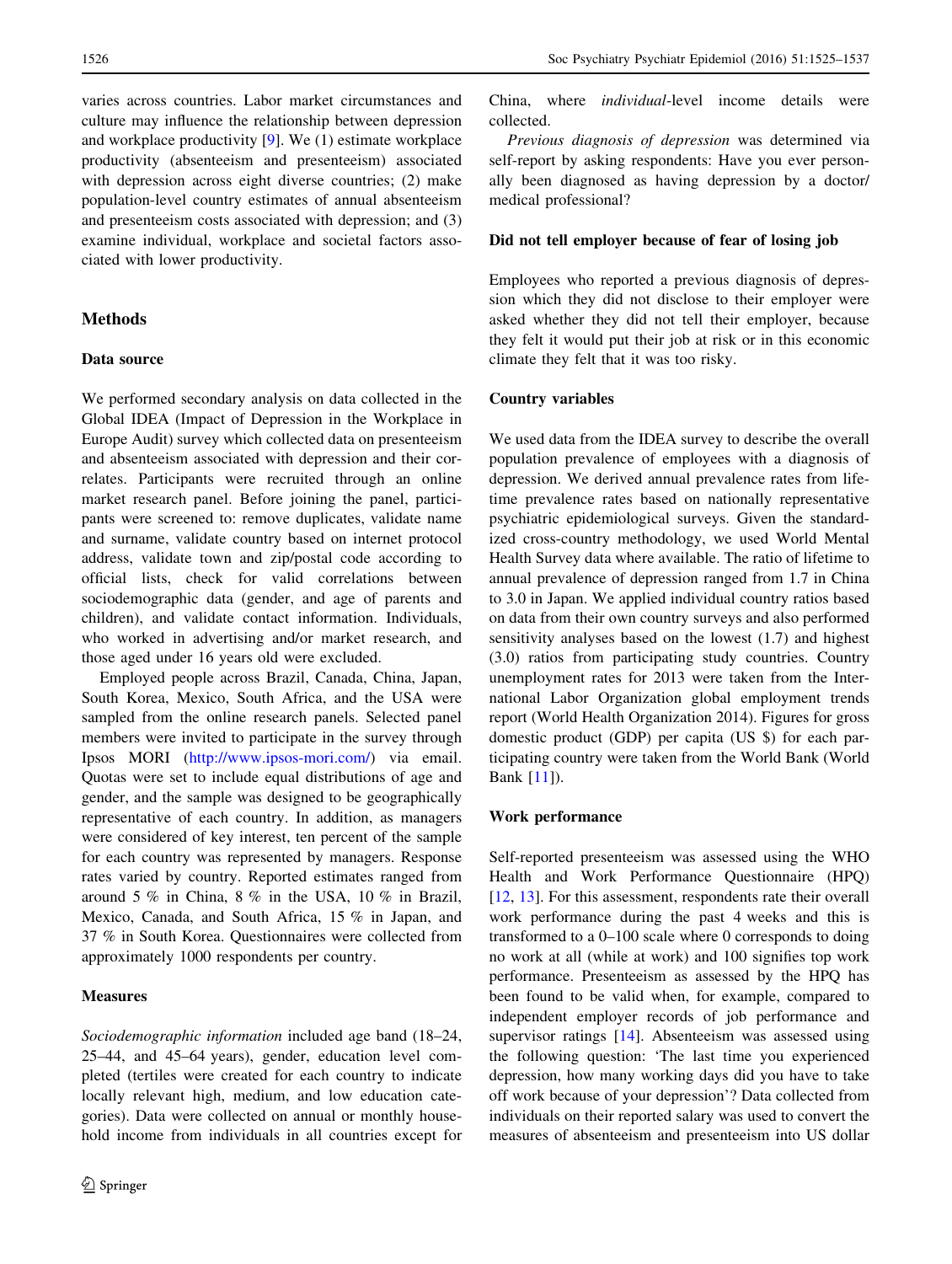varies across countries. Labor market circumstances and culture may influence the relationship between depression and workplace productivity [9]. We (1) estimate workplace productivity (absenteeism and presenteeism) associated with depression across eight diverse countries; (2) make population-level country estimates of annual absenteeism and presenteeism costs associated with depression; and (3) examine individual, workplace and societal factors associated with lower productivity.

## Methods

### Data source

We performed secondary analysis on data collected in the Global IDEA (Impact of Depression in the Workplace in Europe Audit) survey which collected data on presenteeism and absenteeism associated with depression and their correlates. Participants were recruited through an online market research panel. Before joining the panel, participants were screened to: remove duplicates, validate name and surname, validate country based on internet protocol address, validate town and zip/postal code according to official lists, check for valid correlations between sociodemographic data (gender, and age of parents and children), and validate contact information. Individuals, who worked in advertising and/or market research, and those aged under 16 years old were excluded.

Employed people across Brazil, Canada, China, Japan, South Korea, Mexico, South Africa, and the USA were sampled from the online research panels. Selected panel members were invited to participate in the survey through Ipsos MORI (http://www.ipsos-mori.com/) via email. Quotas were set to include equal distributions of age and gender, and the sample was designed to be geographically representative of each country. In addition, as managers were considered of key interest, ten percent of the sample for each country was represented by managers. Response rates varied by country. Reported estimates ranged from around 5 % in China, 8 % in the USA, 10 % in Brazil, Mexico, Canada, and South Africa, 15 % in Japan, and 37 % in South Korea. Questionnaires were collected from approximately 1000 respondents per country.

### Measures

*Sociodemographic information* included age band (18–24, 25–44, and 45–64 years), gender, education level completed (tertiles were created for each country to indicate locally relevant high, medium, and low education categories). Data were collected on annual or monthly household income from individuals in all countries except for China, where *individual*-level income details were collected.

*Previous diagnosis of depression* was determined via self-report by asking respondents: Have you ever personally been diagnosed as having depression by a doctor/medical professional?

### Did not tell employer because of fear of losing job

Employees who reported a previous diagnosis of depression which they did not disclose to their employer were asked whether they did not tell their employer, because they felt it would put their job at risk or in this economic climate they felt that it was too risky.

### Country variables

We used data from the IDEA survey to describe the overall population prevalence of employees with a diagnosis of depression. We derived annual prevalence rates from lifetime prevalence rates based on nationally representative psychiatric epidemiological surveys. Given the standardized cross-country methodology, we used World Mental Health Survey data where available. The ratio of lifetime to annual prevalence of depression ranged from 1.7 in China to 3.0 in Japan. We applied individual country ratios based on data from their own country surveys and also performed sensitivity analyses based on the lowest (1.7) and highest (3.0) ratios from participating study countries. Country unemployment rates for 2013 were taken from the International Labor Organization global employment trends report (World Health Organization 2014). Figures for gross domestic product (GDP) per capita (US $) for each participating country were taken from the World Bank (World Bank [11]).

### Work performance

Self-reported presenteeism was assessed using the WHO Health and Work Performance Questionnaire (HPQ) [12, 13]. For this assessment, respondents rate their overall work performance during the past 4 weeks and this is transformed to a 0–100 scale where 0 corresponds to doing no work at all (while at work) and 100 signifies top work performance. Presenteeism as assessed by the HPQ has been found to be valid when, for example, compared to independent employer records of job performance and supervisor ratings [14]. Absenteeism was assessed using the following question: 'The last time you experienced depression, how many working days did you have to take off work because of your depression'? Data collected from individuals on their reported salary was used to convert the measures of absenteeism and presenteeism into US dollar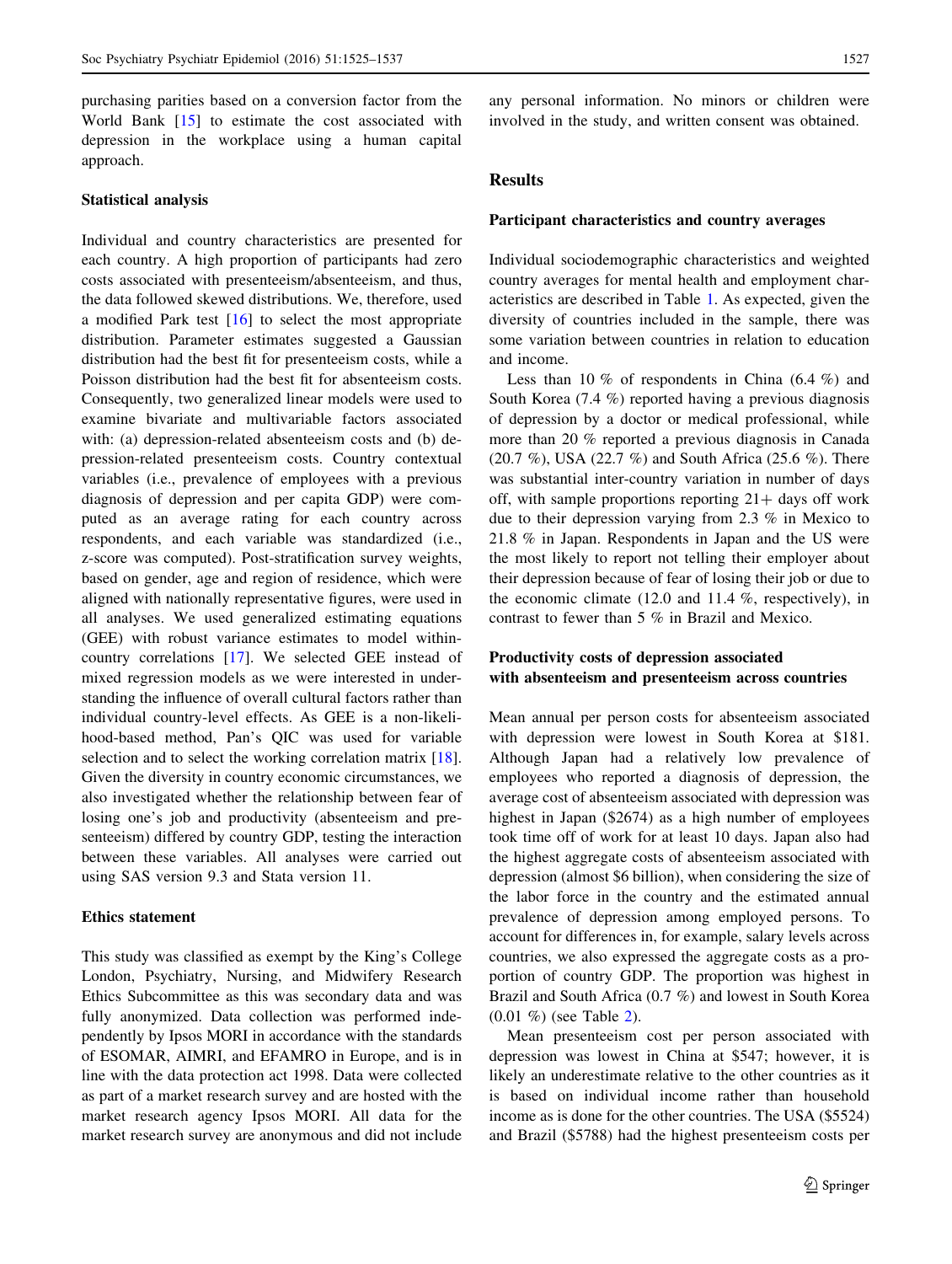purchasing parities based on a conversion factor from the World Bank [15] to estimate the cost associated with depression in the workplace using a human capital approach.

### Statistical analysis

Individual and country characteristics are presented for each country. A high proportion of participants had zero costs associated with presenteeism/absenteeism, and thus, the data followed skewed distributions. We, therefore, used a modified Park test [16] to select the most appropriate distribution. Parameter estimates suggested a Gaussian distribution had the best fit for presenteeism costs, while a Poisson distribution had the best fit for absenteeism costs. Consequently, two generalized linear models were used to examine bivariate and multivariable factors associated with: (a) depression-related absenteeism costs and (b) depression-related presenteeism costs. Country contextual variables (i.e., prevalence of employees with a previous diagnosis of depression and per capita GDP) were computed as an average rating for each country across respondents, and each variable was standardized (i.e., z-score was computed). Post-stratification survey weights, based on gender, age and region of residence, which were aligned with nationally representative figures, were used in all analyses. We used generalized estimating equations (GEE) with robust variance estimates to model within-country correlations [17]. We selected GEE instead of mixed regression models as we were interested in understanding the influence of overall cultural factors rather than individual country-level effects. As GEE is a non-likelihood-based method, Pan's QIC was used for variable selection and to select the working correlation matrix [18]. Given the diversity in country economic circumstances, we also investigated whether the relationship between fear of losing one's job and productivity (absenteeism and presenteeism) differed by country GDP, testing the interaction between these variables. All analyses were carried out using SAS version 9.3 and Stata version 11.

### Ethics statement

This study was classified as exempt by the King's College London, Psychiatry, Nursing, and Midwifery Research Ethics Subcommittee as this was secondary data and was fully anonymized. Data collection was performed independently by Ipsos MORI in accordance with the standards of ESOMAR, AIMRI, and EFAMRO in Europe, and is in line with the data protection act 1998. Data were collected as part of a market research survey and are hosted with the market research agency Ipsos MORI. All data for the market research survey are anonymous and did not include any personal information. No minors or children were involved in the study, and written consent was obtained.

## Results

### Participant characteristics and country averages

Individual sociodemographic characteristics and weighted country averages for mental health and employment characteristics are described in Table 1. As expected, given the diversity of countries included in the sample, there was some variation between countries in relation to education and income.

Less than 10 % of respondents in China (6.4 %) and South Korea (7.4 %) reported having a previous diagnosis of depression by a doctor or medical professional, while more than 20 % reported a previous diagnosis in Canada (20.7 %), USA (22.7 %) and South Africa (25.6 %). There was substantial inter-country variation in number of days off, with sample proportions reporting 21+ days off work due to their depression varying from 2.3 % in Mexico to 21.8 % in Japan. Respondents in Japan and the US were the most likely to report not telling their employer about their depression because of fear of losing their job or due to the economic climate (12.0 and 11.4 %, respectively), in contrast to fewer than 5 % in Brazil and Mexico.

### Productivity costs of depression associated with absenteeism and presenteeism across countries

Mean annual per person costs for absenteeism associated with depression were lowest in South Korea at $181. Although Japan had a relatively low prevalence of employees who reported a diagnosis of depression, the average cost of absenteeism associated with depression was highest in Japan ($2674) as a high number of employees took time off of work for at least 10 days. Japan also had the highest aggregate costs of absenteeism associated with depression (almost $6 billion), when considering the size of the labor force in the country and the estimated annual prevalence of depression among employed persons. To account for differences in, for example, salary levels across countries, we also expressed the aggregate costs as a proportion of country GDP. The proportion was highest in Brazil and South Africa (0.7 %) and lowest in South Korea (0.01 %) (see Table 2).

Mean presenteeism cost per person associated with depression was lowest in China at $547; however, it is likely an underestimate relative to the other countries as it is based on individual income rather than household income as is done for the other countries. The USA ($5524) and Brazil ($5788) had the highest presenteeism costs per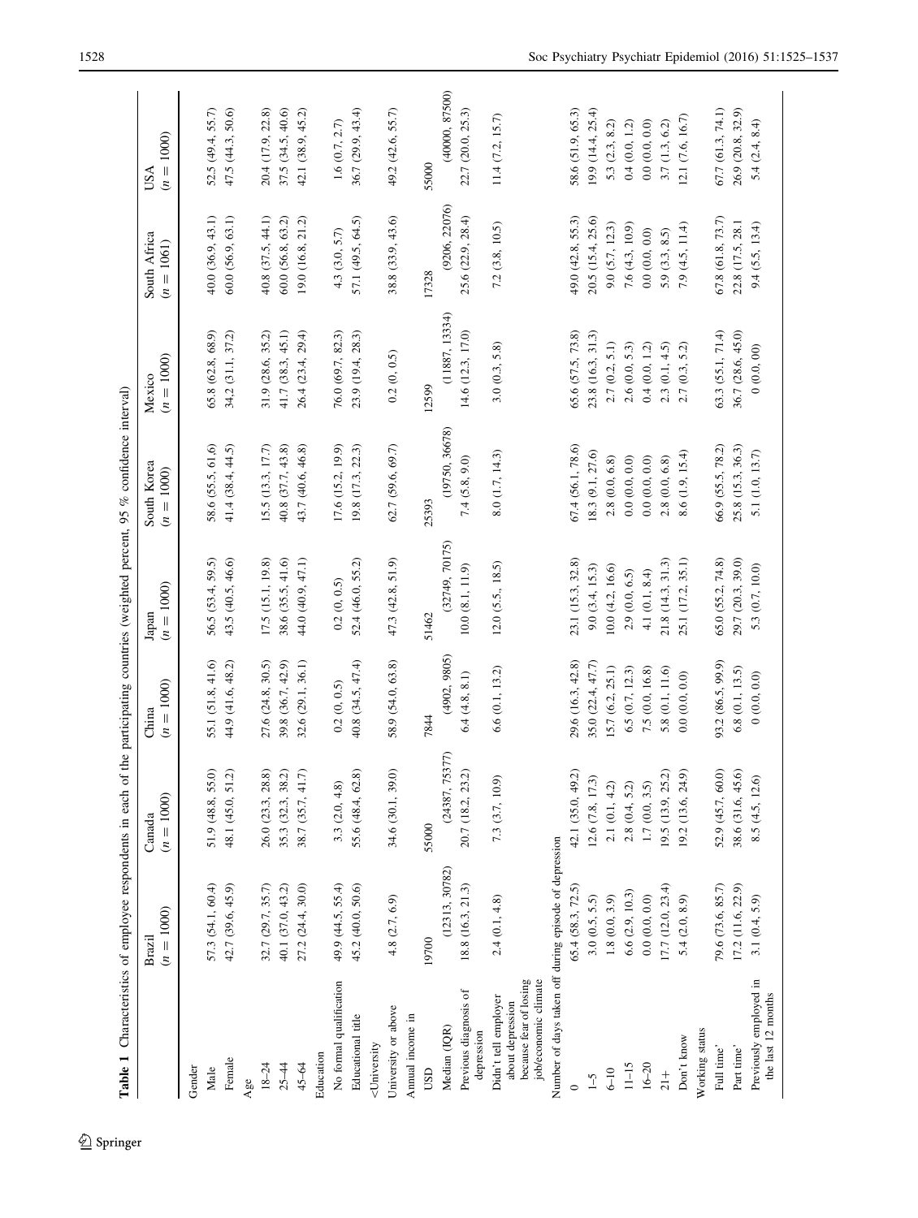**Table 1** Characteristics of employee respondents in each of the participating countries (weighted percent, 95 % confidence interval)

| | Brazil ($n = 1000$) | Canada ($n = 1000$) | China ($n = 1000$) | Japan ($n = 1000$) | South Korea ($n = 1000$) | Mexico ($n = 1000$) | South Africa ($n = 1061$) | USA ($n = 1000$) |
|---|---|---|---|---|---|---|---|---|
| Gender | | | | | | | | |
| Male | 57.3 (54.1, 60.4) | 51.9 (48.8, 55.0) | 55.1 (51.8, 41.6) | 56.5 (53.4, 59.5) | 58.6 (55.5, 61.6) | 65.8 (62.8, 68.9) | 40.0 (36.9, 43.1) | 52.5 (49.4, 55.7) |
| Female | 42.7 (39.6, 45.9) | 48.1 (45.0, 51.2) | 44.9 (41.6, 48.2) | 43.5 (40.5, 46.6) | 41.4 (38.4, 44.5) | 34.2 (31.1, 37.2) | 60.0 (56.9, 63.1) | 47.5 (44.3, 50.6) |
| Age | | | | | | | | |
| 18–24 | 32.7 (29.7, 35.7) | 26.0 (23.3, 28.8) | 27.6 (24.8, 30.5) | 17.5 (15.1, 19.8) | 15.5 (13.3, 17.7) | 31.9 (28.6, 35.2) | 40.8 (37.5, 44.1) | 20.4 (17.9, 22.8) |
| 25–44 | 40.1 (37.0, 43.2) | 35.3 (32.3, 38.2) | 39.8 (36.7, 42.9) | 38.6 (35.5, 41.6) | 40.8 (37.7, 43.8) | 41.7 (38.3, 45.1) | 60.0 (56.8, 63.2) | 37.5 (34.5, 40.6) |
| 45–64 | 27.2 (24.4, 30.0) | 38.7 (35.7, 41.7) | 32.6 (29.1, 36.1) | 44.0 (40.9, 47.1) | 43.7 (40.6, 46.8) | 26.4 (23.4, 29.4) | 19.0 (16.8, 21.2) | 42.1 (38.9, 45.2) |
| Education | | | | | | | | |
| No formal qualification | 49.9 (44.5, 55.4) | 3.3 (2.0, 4.8) | 0.2 (0, 0.5) | 0.2 (0, 0.5) | 17.6 (15.2, 19.9) | 76.0 (69.7, 82.3) | 4.3 (3.0, 5.7) | 1.6 (0.7, 2.7) |
| Educational title <University | 45.2 (40.0, 50.6) | 55.6 (48.4, 62.8) | 40.8 (34.5, 47.4) | 52.4 (46.0, 55.2) | 19.8 (17.3, 22.3) | 23.9 (19.4, 28.3) | 57.1 (49.5, 64.5) | 36.7 (29.9, 43.4) |
| University or above | 4.8 (2.7, 6.9) | 34.6 (30.1, 39.0) | 58.9 (54.0, 63.8) | 47.3 (42.8, 51.9) | 62.7 (59.6, 69.7) | 0.2 (0, 0.5) | 38.8 (33.9, 43.6) | 49.2 (42.6, 55.7) |
| Annual income in USD | 19700 | 55000 | 7844 | 51462 | 25393 | 12599 | 17328 | 55000 |
| Median (IQR) | (12313, 30782) | (24387, 75377) | (4902, 9805) | (32749, 70175) | (19750, 36678) | (11887, 13334) | (9206, 22076) | (40000, 87500) |
| Previous diagnosis of depression | 18.8 (16.3, 21.3) | 20.7 (18.2, 23.2) | 6.4 (4.8, 8.1) | 10.0 (8.1, 11.9) | 7.4 (5.8, 9.0) | 14.6 (12.3, 17.0) | 25.6 (22.9, 28.4) | 22.7 (20.0, 25.3) |
| Didn't tell employer about depression because fear of losing job/economic climate | 2.4 (0.1, 4.8) | 7.3 (3.7, 10.9) | 6.6 (0.1, 13.2) | 12.0 (5.5., 18.5) | 8.0 (1.7, 14.3) | 3.0 (0.3, 5.8) | 7.2 (3.8, 10.5) | 11.4 (7.2, 15.7) |
| Number of days taken off during episode of depression | | | | | | | | |
| 0 | 65.4 (58.3, 72.5) | 42.1 (35.0, 49.2) | 29.6 (16.3, 42.8) | 23.1 (15.3, 32.8) | 67.4 (56.1, 78.6) | 65.6 (57.5, 73.8) | 49.0 (42.8, 55.3) | 58.6 (51.9, 65.3) |
| 1–5 | 3.0 (0.5, 5.5) | 12.6 (7.8, 17.3) | 35.0 (22.4, 47.7) | 9.0 (3.4, 15.3) | 18.3 (9.1, 27.6) | 23.8 (16.3, 31.3) | 20.5 (15.4, 25.6) | 19.9 (14.4, 25.4) |
| 6–10 | 1.8 (0.0, 3.9) | 2.1 (0.1, 4.2) | 15.7 (6.2, 25.1) | 10.0 (4.2, 16.6) | 2.8 (0.0, 6.8) | 2.7 (0.2, 5.1) | 9.0 (5.7, 12.3) | 5.3 (2.3, 8.2) |
| 11–15 | 6.6 (2.9, 10.3) | 2.8 (0.4, 5.2) | 6.5 (0.7, 12.3) | 2.9 (0.0, 6.5) | 0.0 (0.0, 0.0) | 2.6 (0.0, 5.3) | 7.6 (4.3, 10.9) | 0.4 (0.0, 1.2) |
| 16–20 | 0.0 (0.0, 0.0) | 1.7 (0.0, 3.5) | 7.5 (0.0, 16.8) | 4.1 (0.1, 8.4) | 0.0 (0.0, 0.0) | 0.4 (0.0, 1.2) | 0.0 (0.0, 0.0) | 0.0 (0.0, 0.0) |
| 21+ | 17.7 (12.0, 23.4) | 19.5 (13.9, 25.2) | 5.8 (0.1, 11.6) | 21.8 (14.3, 31.3) | 2.8 (0.0, 6.8) | 2.3 (0.1, 4.5) | 5.9 (3.3, 8.5) | 3.7 (1.3, 6.2) |
| Don't know | 5.4 (2.0, 8.9) | 19.2 (13.6, 24.9) | 0.0 (0.0, 0.0) | 25.1 (17.2, 35.1) | 8.6 (1.9, 15.4) | 2.7 (0.3, 5.2) | 7.9 (4.5, 11.4) | 12.1 (7.6, 16.7) |
| Working status | | | | | | | | |
| Full time' | 79.6 (73.6, 85.7) | 52.9 (45.7, 60.0) | 93.2 (86.5, 99.9) | 65.0 (55.2, 74.8) | 66.9 (55.5, 78.2) | 63.3 (55.1, 71.4) | 67.8 (61.8, 73.7) | 67.7 (61.3, 74.1) |
| Part time' | 17.2 (11.6, 22.9) | 38.6 (31.6, 45.6) | 6.8 (0.1, 13.5) | 29.7 (20.3, 39.0) | 25.8 (15.3, 36.3) | 36.7 (28.6, 45.0) | 22.8 (17.5, 28.1 | 26.9 (20.8, 32.9) |
| Previously employed in the last 12 months | 3.1 (0.4, 5.9) | 8.5 (4.5, 12.6) | 0 (0.0, 0.0) | 5.3 (0.7, 10.0) | 5.1 (1.0, 13.7) | 0 (0.0, 00) | 9.4 (5.5, 13.4) | 5.4 (2.4, 8.4) |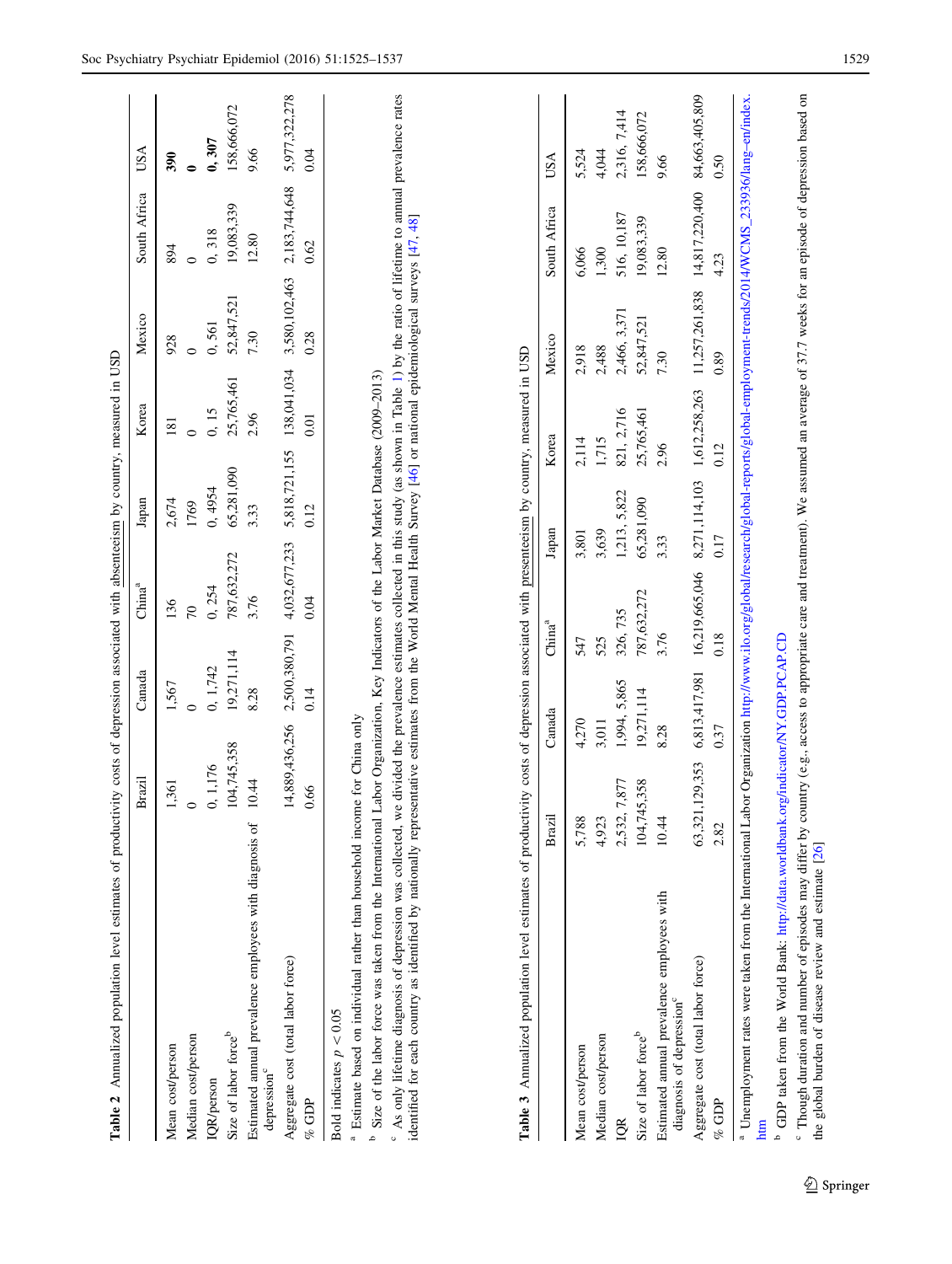**Table 2** Annualized population level estimates of productivity costs of depression associated with absenteeism by country, measured in USD

| | Brazil | Canada | China[a] | Japan | Korea | Mexico | South Africa | USA |
|---|---|---|---|---|---|---|---|---|
| Mean cost/person | 1,361 | 1,567 | 136 | 2,674 | 181 | 928 | 894 | **390** |
| Median cost/person | 0 | 0 | 70 | 1769 | 0 | 0 | 0 | **0** |
| IQR/person | 0, 1,176 | 0, 1,742 | 0, 254 | 0, 4954 | 0, 15 | 0, 561 | 0, 318 | **0, 307** |
| Size of labor force[b] | 104,745,358 | 19,271,114 | 787,632,272 | 65,281,090 | 25,765,461 | 52,847,521 | 19,083,339 | 158,666,072 |
| Estimated annual prevalence employees with diagnosis of depression[c] | 10.44 | 8.28 | 3.76 | 3.33 | 2.96 | 7.30 | 12.80 | 9.66 |
| Aggregate cost (total labor force) | 14,889,436,256 | 2,500,380,791 | 4,032,677,233 | 5,818,721,155 | 138,041,034 | 3,580,102,463 | 2,183,744,648 | 5,977,322,278 |
| % GDP | 0.66 | 0.14 | 0.04 | 0.12 | 0.01 | 0.28 | 0.62 | 0.04 |

Bold indicates $p < 0.05$

[a] Estimate based on individual rather than household income for China only

[b] Size of the labor force was taken from the International Labor Organization, Key Indicators of the Labor Market Database (2009–2013)

[c] As only lifetime diagnosis of depression was collected, we divided the prevalence estimates collected in this study (as shown in Table 1) by the ratio of lifetime to annual prevalence rates identified for each country as identified by nationally representative estimates from the World Mental Health Survey [46] or national epidemiological surveys [47, 48]

**Table 3** Annualized population level estimates of productivity costs of depression associated with presenteeism by country, measured in USD

| | Brazil | Canada | China[a] | Japan | Korea | Mexico | South Africa | USA |
|---|---|---|---|---|---|---|---|---|
| Mean cost/person | 5,788 | 4,270 | 547 | 3,801 | 2,114 | 2,918 | 6,066 | 5,524 |
| Median cost/person | 4,923 | 3,011 | 525 | 3,639 | 1,715 | 2,488 | 1,300 | 4,044 |
| IQR | 2,532, 7,877 | 1,994, 5,865 | 326, 735 | 1,213, 5,822 | 821, 2,716 | 2,466, 3,371 | 516, 10,187 | 2,316, 7,414 |
| Size of labor force[b] | 104,745,358 | 19,271,114 | 787,632,272 | 65,281,090 | 25,765,461 | 52,847,521 | 19,083,339 | 158,666,072 |
| Estimated annual prevalence employees with diagnosis of depression[c] | 10.44 | 8.28 | 3.76 | 3.33 | 2.96 | 7.30 | 12.80 | 9.66 |
| Aggregate cost (total labor force) | 63,321,129,353 | 6,813,417,981 | 16,219,665,046 | 8,271,114,103 | 1,612,258,263 | 11,257,261,838 | 14,817,220,400 | 84,663,405,809 |
| % GDP | 2.82 | 0.37 | 0.18 | 0.17 | 0.12 | 0.89 | 4.23 | 0.50 |

[a] Unemployment rates were taken from the International Labor Organization http://www.ilo.org/global/research/global-reports/global-employment-trends/2014/WCMS_233936/lang--en/index.htm

[b] GDP taken from the World Bank: http://data.worldbank.org/indicator/NY.GDP.PCAP.CD

[c] Though duration and number of episodes may differ by country (e.g., access to appropriate care and treatment). We assumed an average of 37.7 weeks for an episode of depression based on the global burden of disease review and estimate [26]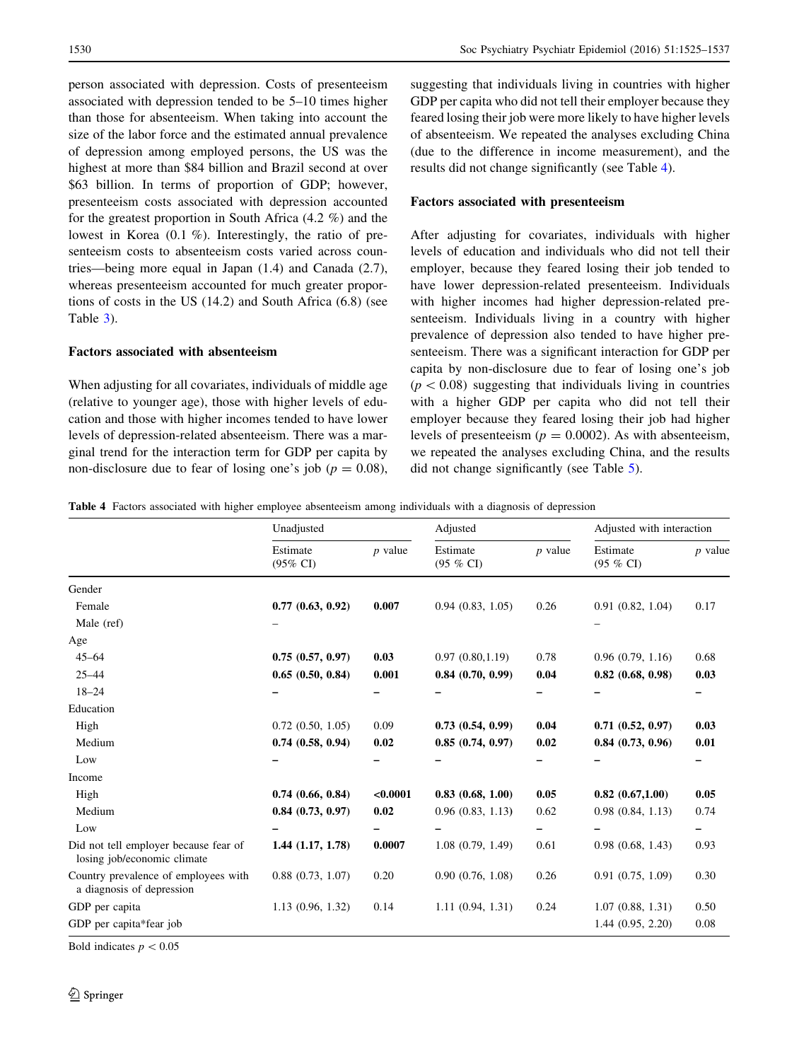person associated with depression. Costs of presenteeism associated with depression tended to be 5–10 times higher than those for absenteeism. When taking into account the size of the labor force and the estimated annual prevalence of depression among employed persons, the US was the highest at more than \$84 billion and Brazil second at over \$63 billion. In terms of proportion of GDP; however, presenteeism costs associated with depression accounted for the greatest proportion in South Africa (4.2 %) and the lowest in Korea (0.1 %). Interestingly, the ratio of presenteeism costs to absenteeism costs varied across countries—being more equal in Japan (1.4) and Canada (2.7), whereas presenteeism accounted for much greater proportions of costs in the US (14.2) and South Africa (6.8) (see Table 3).

### Factors associated with absenteeism

When adjusting for all covariates, individuals of middle age (relative to younger age), those with higher levels of education and those with higher incomes tended to have lower levels of depression-related absenteeism. There was a marginal trend for the interaction term for GDP per capita by non-disclosure due to fear of losing one's job ($p = 0.08$), suggesting that individuals living in countries with higher GDP per capita who did not tell their employer because they feared losing their job were more likely to have higher levels of absenteeism. We repeated the analyses excluding China (due to the difference in income measurement), and the results did not change significantly (see Table 4).

### Factors associated with presenteeism

After adjusting for covariates, individuals with higher levels of education and individuals who did not tell their employer, because they feared losing their job tended to have lower depression-related presenteeism. Individuals with higher incomes had higher depression-related presenteeism. Individuals living in a country with higher prevalence of depression also tended to have higher presenteeism. There was a significant interaction for GDP per capita by non-disclosure due to fear of losing one's job ($p < 0.08$) suggesting that individuals living in countries with a higher GDP per capita who did not tell their employer because they feared losing their job had higher levels of presenteeism ($p = 0.0002$). As with absenteeism, we repeated the analyses excluding China, and the results did not change significantly (see Table 5).

**Table 4** Factors associated with higher employee absenteeism among individuals with a diagnosis of depression

| | Unadjusted | | Adjusted | | Adjusted with interaction | |
|---|---|---|---|---|---|---|
| | Estimate (95% CI) | $p$ value | Estimate (95 % CI) | $p$ value | Estimate (95 % CI) | $p$ value |
| Gender | | | | | | |
| Female | **0.77 (0.63, 0.92)** | **0.007** | 0.94 (0.83, 1.05) | 0.26 | 0.91 (0.82, 1.04) | 0.17 |
| Male (ref) | – | | | | – | |
| Age | | | | | | |
| 45–64 | **0.75 (0.57, 0.97)** | **0.03** | 0.97 (0.80,1.19) | 0.78 | 0.96 (0.79, 1.16) | 0.68 |
| 25–44 | **0.65 (0.50, 0.84)** | **0.001** | **0.84 (0.70, 0.99)** | **0.04** | **0.82 (0.68, 0.98)** | **0.03** |
| 18–24 | – | – | – | – | – | – |
| Education | | | | | | |
| High | 0.72 (0.50, 1.05) | 0.09 | **0.73 (0.54, 0.99)** | **0.04** | **0.71 (0.52, 0.97)** | **0.03** |
| Medium | **0.74 (0.58, 0.94)** | **0.02** | **0.85 (0.74, 0.97)** | **0.02** | **0.84 (0.73, 0.96)** | **0.01** |
| Low | – | – | – | – | – | – |
| Income | | | | | | |
| High | **0.74 (0.66, 0.84)** | **<0.0001** | **0.83 (0.68, 1.00)** | **0.05** | **0.82 (0.67,1.00)** | **0.05** |
| Medium | **0.84 (0.73, 0.97)** | **0.02** | 0.96 (0.83, 1.13) | 0.62 | 0.98 (0.84, 1.13) | 0.74 |
| Low | – | – | – | – | – | – |
| Did not tell employer because fear of losing job/economic climate | **1.44 (1.17, 1.78)** | **0.0007** | 1.08 (0.79, 1.49) | 0.61 | 0.98 (0.68, 1.43) | 0.93 |
| Country prevalence of employees with a diagnosis of depression | 0.88 (0.73, 1.07) | 0.20 | 0.90 (0.76, 1.08) | 0.26 | 0.91 (0.75, 1.09) | 0.30 |
| GDP per capita | 1.13 (0.96, 1.32) | 0.14 | 1.11 (0.94, 1.31) | 0.24 | 1.07 (0.88, 1.31) | 0.50 |
| GDP per capita*fear job | | | | | 1.44 (0.95, 2.20) | 0.08 |

Bold indicates $p < 0.05$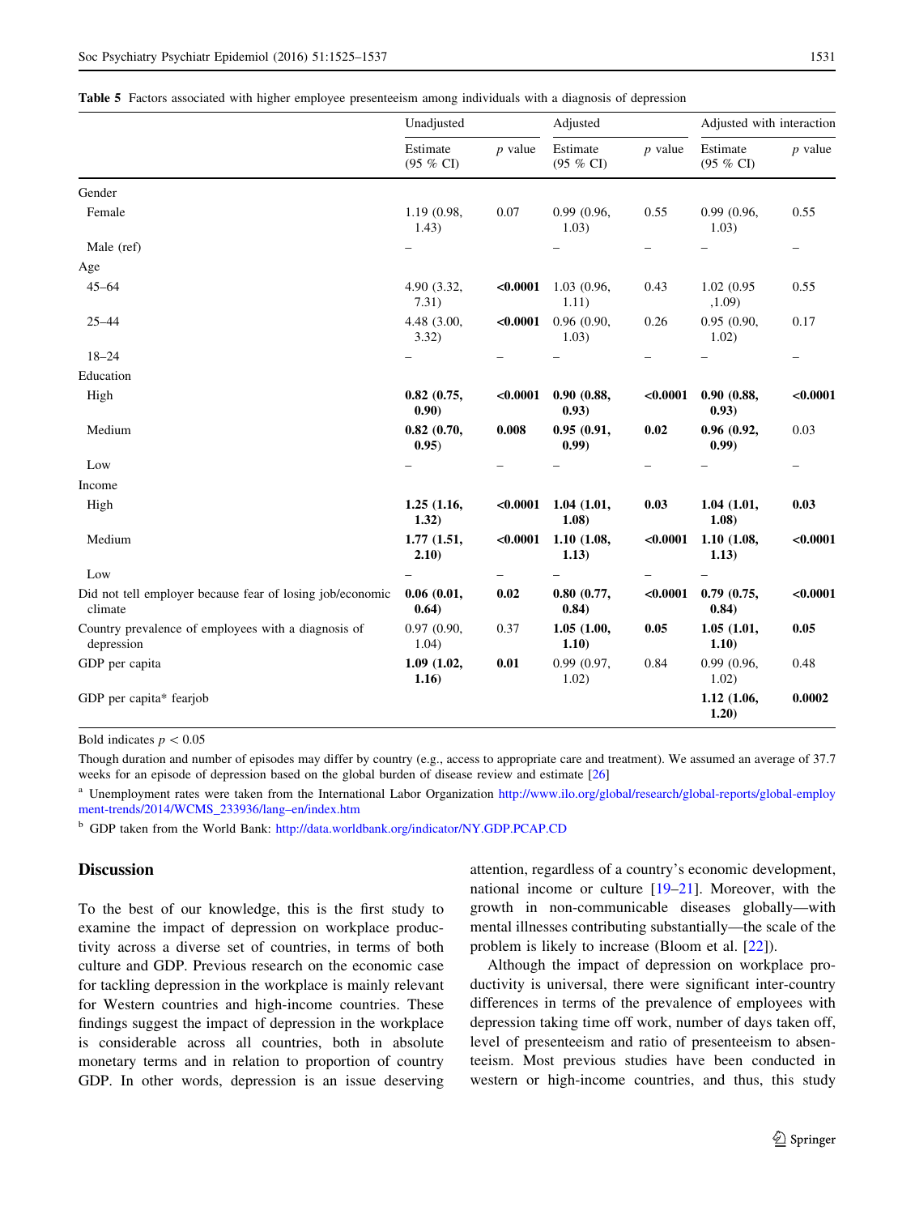**Table 5** Factors associated with higher employee presenteeism among individuals with a diagnosis of depression

| | Unadjusted | | Adjusted | | Adjusted with interaction | |
|---|---|---|---|---|---|---|
| | Estimate (95 % CI) | *p* value | Estimate (95 % CI) | *p* value | Estimate (95 % CI) | *p* value |
| Gender | | | | | | |
| Female | 1.19 (0.98, 1.43) | 0.07 | 0.99 (0.96, 1.03) | 0.55 | 0.99 (0.96, 1.03) | 0.55 |
| Male (ref) | – | | – | – | – | – |
| Age | | | | | | |
| 45–64 | 4.90 (3.32, 7.31) | **<0.0001** | 1.03 (0.96, 1.11) | 0.43 | 1.02 (0.95 ,1.09) | 0.55 |
| 25–44 | 4.48 (3.00, 3.32) | **<0.0001** | 0.96 (0.90, 1.03) | 0.26 | 0.95 (0.90, 1.02) | 0.17 |
| 18–24 | – | – | – | – | – | – |
| Education | | | | | | |
| High | **0.82 (0.75, 0.90)** | **<0.0001** | **0.90 (0.88, 0.93)** | **<0.0001** | **0.90 (0.88, 0.93)** | **<0.0001** |
| Medium | **0.82 (0.70, 0.95)** | **0.008** | **0.95 (0.91, 0.99)** | **0.02** | **0.96 (0.92, 0.99)** | 0.03 |
| Low | – | – | – | – | – | – |
| Income | | | | | | |
| High | **1.25 (1.16, 1.32)** | **<0.0001** | **1.04 (1.01, 1.08)** | **0.03** | **1.04 (1.01, 1.08)** | **0.03** |
| Medium | **1.77 (1.51, 2.10)** | **<0.0001** | **1.10 (1.08, 1.13)** | **<0.0001** | **1.10 (1.08, 1.13)** | **<0.0001** |
| Low | – | – | – | – | – | |
| Did not tell employer because fear of losing job/economic climate | **0.06 (0.01, 0.64)** | **0.02** | **0.80 (0.77, 0.84)** | **<0.0001** | **0.79 (0.75, 0.84)** | **<0.0001** |
| Country prevalence of employees with a diagnosis of depression | 0.97 (0.90, 1.04) | 0.37 | **1.05 (1.00, 1.10)** | **0.05** | **1.05 (1.01, 1.10)** | **0.05** |
| GDP per capita | **1.09 (1.02, 1.16)** | **0.01** | 0.99 (0.97, 1.02) | 0.84 | 0.99 (0.96, 1.02) | 0.48 |
| GDP per capita* fearjob | | | | | **1.12 (1.06, 1.20)** | **0.0002** |

Bold indicates $p < 0.05$

Though duration and number of episodes may differ by country (e.g., access to appropriate care and treatment). We assumed an average of 37.7 weeks for an episode of depression based on the global burden of disease review and estimate [26]

[a] Unemployment rates were taken from the International Labor Organization http://www.ilo.org/global/research/global-reports/global-employment-trends/2014/WCMS_233936/lang–en/index.htm

[b] GDP taken from the World Bank: http://data.worldbank.org/indicator/NY.GDP.PCAP.CD

## Discussion

To the best of our knowledge, this is the first study to examine the impact of depression on workplace productivity across a diverse set of countries, in terms of both culture and GDP. Previous research on the economic case for tackling depression in the workplace is mainly relevant for Western countries and high-income countries. These findings suggest the impact of depression in the workplace is considerable across all countries, both in absolute monetary terms and in relation to proportion of country GDP. In other words, depression is an issue deserving attention, regardless of a country's economic development, national income or culture [19–21]. Moreover, with the growth in non-communicable diseases globally—with mental illnesses contributing substantially—the scale of the problem is likely to increase (Bloom et al. [22]).

Although the impact of depression on workplace productivity is universal, there were significant inter-country differences in terms of the prevalence of employees with depression taking time off work, number of days taken off, level of presenteeism and ratio of presenteeism to absenteeism. Most previous studies have been conducted in western or high-income countries, and thus, this study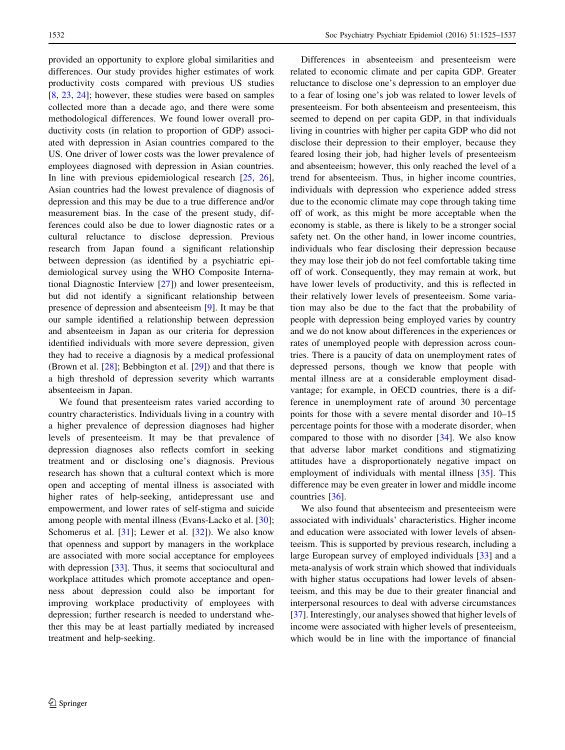provided an opportunity to explore global similarities and differences. Our study provides higher estimates of work productivity costs compared with previous US studies [8, 23, 24]; however, these studies were based on samples collected more than a decade ago, and there were some methodological differences. We found lower overall productivity costs (in relation to proportion of GDP) associated with depression in Asian countries compared to the US. One driver of lower costs was the lower prevalence of employees diagnosed with depression in Asian countries. In line with previous epidemiological research [25, 26], Asian countries had the lowest prevalence of diagnosis of depression and this may be due to a true difference and/or measurement bias. In the case of the present study, differences could also be due to lower diagnostic rates or a cultural reluctance to disclose depression. Previous research from Japan found a significant relationship between depression (as identified by a psychiatric epidemiological survey using the WHO Composite International Diagnostic Interview [27]) and lower presenteeism, but did not identify a significant relationship between presence of depression and absenteeism [9]. It may be that our sample identified a relationship between depression and absenteeism in Japan as our criteria for depression identified individuals with more severe depression, given they had to receive a diagnosis by a medical professional (Brown et al. [28]; Bebbington et al. [29]) and that there is a high threshold of depression severity which warrants absenteeism in Japan.

We found that presenteeism rates varied according to country characteristics. Individuals living in a country with a higher prevalence of depression diagnoses had higher levels of presenteeism. It may be that prevalence of depression diagnoses also reflects comfort in seeking treatment and or disclosing one's diagnosis. Previous research has shown that a cultural context which is more open and accepting of mental illness is associated with higher rates of help-seeking, antidepressant use and empowerment, and lower rates of self-stigma and suicide among people with mental illness (Evans-Lacko et al. [30]; Schomerus et al. [31]; Lewer et al. [32]). We also know that openness and support by managers in the workplace are associated with more social acceptance for employees with depression [33]. Thus, it seems that sociocultural and workplace attitudes which promote acceptance and openness about depression could also be important for improving workplace productivity of employees with depression; further research is needed to understand whether this may be at least partially mediated by increased treatment and help-seeking.

Differences in absenteeism and presenteeism were related to economic climate and per capita GDP. Greater reluctance to disclose one's depression to an employer due to a fear of losing one's job was related to lower levels of presenteeism. For both absenteeism and presenteeism, this seemed to depend on per capita GDP, in that individuals living in countries with higher per capita GDP who did not disclose their depression to their employer, because they feared losing their job, had higher levels of presenteeism and absenteeism; however, this only reached the level of a trend for absenteeism. Thus, in higher income countries, individuals with depression who experience added stress due to the economic climate may cope through taking time off of work, as this might be more acceptable when the economy is stable, as there is likely to be a stronger social safety net. On the other hand, in lower income countries, individuals who fear disclosing their depression because they may lose their job do not feel comfortable taking time off of work. Consequently, they may remain at work, but have lower levels of productivity, and this is reflected in their relatively lower levels of presenteeism. Some variation may also be due to the fact that the probability of people with depression being employed varies by country and we do not know about differences in the experiences or rates of unemployed people with depression across countries. There is a paucity of data on unemployment rates of depressed persons, though we know that people with mental illness are at a considerable employment disadvantage; for example, in OECD countries, there is a difference in unemployment rate of around 30 percentage points for those with a severe mental disorder and 10–15 percentage points for those with a moderate disorder, when compared to those with no disorder [34]. We also know that adverse labor market conditions and stigmatizing attitudes have a disproportionately negative impact on employment of individuals with mental illness [35]. This difference may be even greater in lower and middle income countries [36].

We also found that absenteeism and presenteeism were associated with individuals' characteristics. Higher income and education were associated with lower levels of absenteeism. This is supported by previous research, including a large European survey of employed individuals [33] and a meta-analysis of work strain which showed that individuals with higher status occupations had lower levels of absenteeism, and this may be due to their greater financial and interpersonal resources to deal with adverse circumstances [37]. Interestingly, our analyses showed that higher levels of income were associated with higher levels of presenteeism, which would be in line with the importance of financial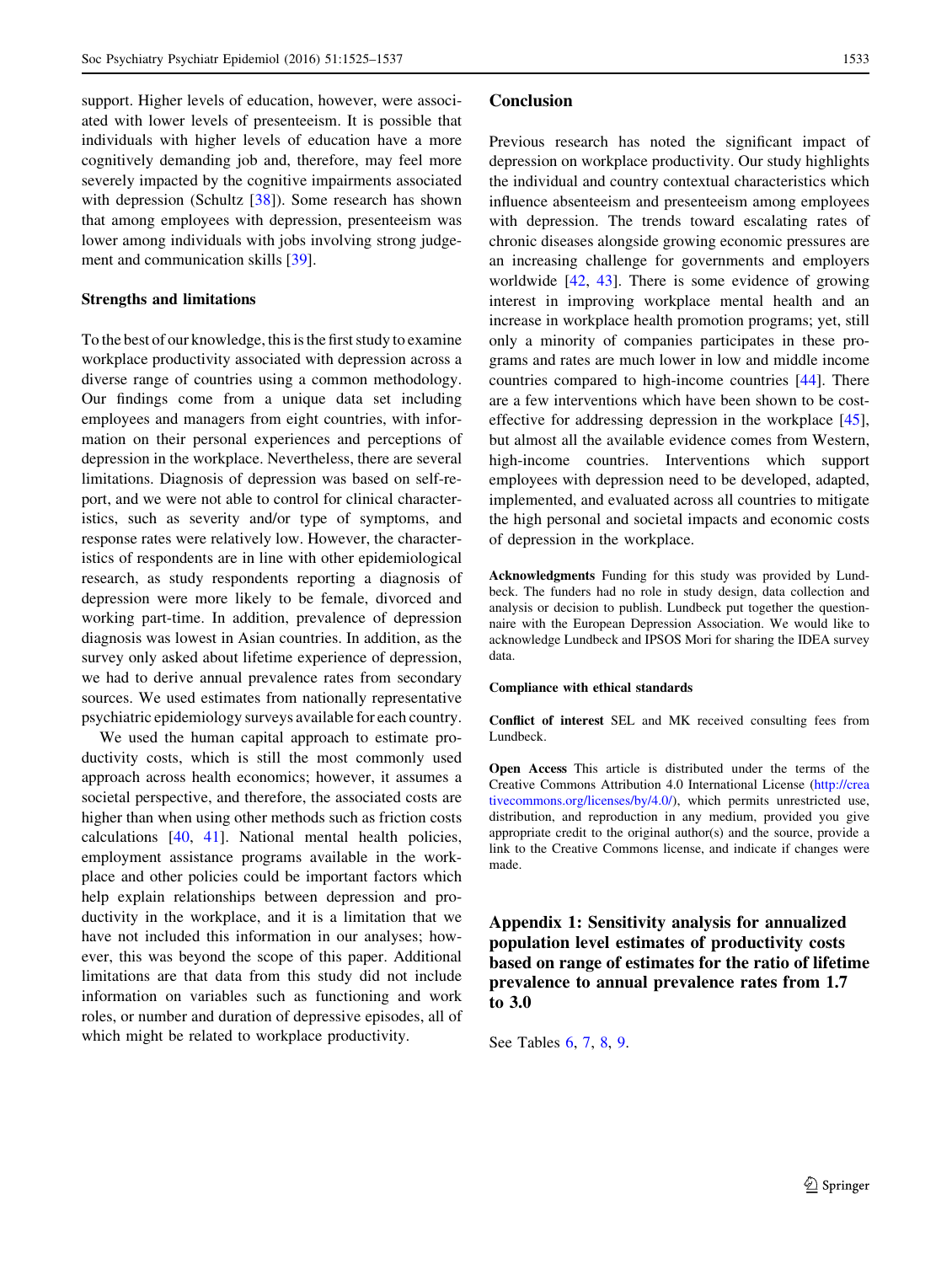support. Higher levels of education, however, were associated with lower levels of presenteeism. It is possible that individuals with higher levels of education have a more cognitively demanding job and, therefore, may feel more severely impacted by the cognitive impairments associated with depression (Schultz [38]). Some research has shown that among employees with depression, presenteeism was lower among individuals with jobs involving strong judgement and communication skills [39].

### Strengths and limitations

To the best of our knowledge, this is the first study to examine workplace productivity associated with depression across a diverse range of countries using a common methodology. Our findings come from a unique data set including employees and managers from eight countries, with information on their personal experiences and perceptions of depression in the workplace. Nevertheless, there are several limitations. Diagnosis of depression was based on self-report, and we were not able to control for clinical characteristics, such as severity and/or type of symptoms, and response rates were relatively low. However, the characteristics of respondents are in line with other epidemiological research, as study respondents reporting a diagnosis of depression were more likely to be female, divorced and working part-time. In addition, prevalence of depression diagnosis was lowest in Asian countries. In addition, as the survey only asked about lifetime experience of depression, we had to derive annual prevalence rates from secondary sources. We used estimates from nationally representative psychiatric epidemiology surveys available for each country.

We used the human capital approach to estimate productivity costs, which is still the most commonly used approach across health economics; however, it assumes a societal perspective, and therefore, the associated costs are higher than when using other methods such as friction costs calculations [40, 41]. National mental health policies, employment assistance programs available in the workplace and other policies could be important factors which help explain relationships between depression and productivity in the workplace, and it is a limitation that we have not included this information in our analyses; however, this was beyond the scope of this paper. Additional limitations are that data from this study did not include information on variables such as functioning and work roles, or number and duration of depressive episodes, all of which might be related to workplace productivity.

## Conclusion

Previous research has noted the significant impact of depression on workplace productivity. Our study highlights the individual and country contextual characteristics which influence absenteeism and presenteeism among employees with depression. The trends toward escalating rates of chronic diseases alongside growing economic pressures are an increasing challenge for governments and employers worldwide [42, 43]. There is some evidence of growing interest in improving workplace mental health and an increase in workplace health promotion programs; yet, still only a minority of companies participates in these programs and rates are much lower in low and middle income countries compared to high-income countries [44]. There are a few interventions which have been shown to be cost-effective for addressing depression in the workplace [45], but almost all the available evidence comes from Western, high-income countries. Interventions which support employees with depression need to be developed, adapted, implemented, and evaluated across all countries to mitigate the high personal and societal impacts and economic costs of depression in the workplace.

**Acknowledgments** Funding for this study was provided by Lundbeck. The funders had no role in study design, data collection and analysis or decision to publish. Lundbeck put together the questionnaire with the European Depression Association. We would like to acknowledge Lundbeck and IPSOS Mori for sharing the IDEA survey data.

**Compliance with ethical standards**

**Conflict of interest** SEL and MK received consulting fees from Lundbeck.

**Open Access** This article is distributed under the terms of the Creative Commons Attribution 4.0 International License (http://creativecommons.org/licenses/by/4.0/), which permits unrestricted use, distribution, and reproduction in any medium, provided you give appropriate credit to the original author(s) and the source, provide a link to the Creative Commons license, and indicate if changes were made.

## Appendix 1: Sensitivity analysis for annualized population level estimates of productivity costs based on range of estimates for the ratio of lifetime prevalence to annual prevalence rates from 1.7 to 3.0

See Tables 6, 7, 8, 9.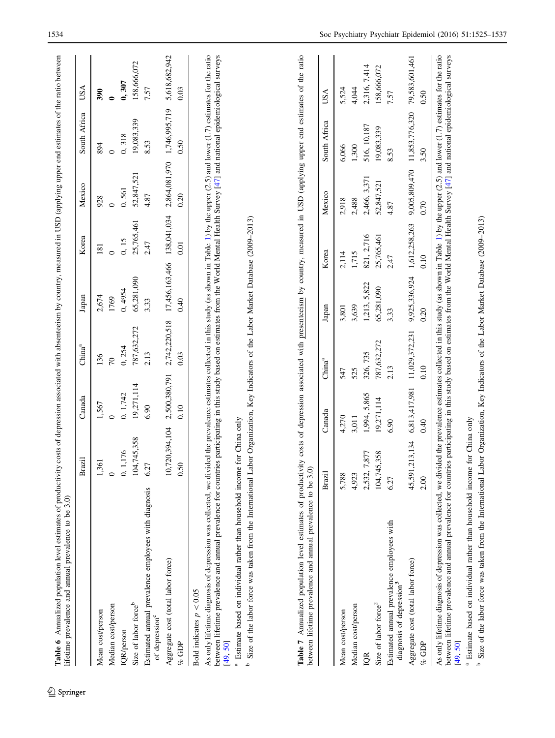**Table 6** Annualized population level estimates of productivity costs of depression associated with absenteeism by country, measured in USD (applying upper end estimates of the ratio between lifetime prevalence and annual prevalence to be 3.0)

| | Brazil | Canada | China[a] | Japan | Korea | Mexico | South Africa | USA |
|---|---|---|---|---|---|---|---|---|
| Mean cost/person | 1,361 | 1,567 | 136 | 2,674 | 181 | 928 | 894 | **390** |
| Median cost/person | 0 | 0 | 70 | 1769 | 0 | 0 | 0 | **0** |
| IQR/person | 0, 1,176 | 0, 1,742 | 0, 254 | 0, 4954 | 0, 15 | 0, 561 | 0, 318 | **0, 307** |
| Size of labor force[b] | 104,745,358 | 19,271,114 | 787,632,272 | 65,281,090 | 25,765,461 | 52,847,521 | 19,083,339 | 158,666,072 |
| Estimated annual prevalence employees with diagnosis of depression[c] | 6.27 | 6.90 | 2.13 | 3.33 | 2.47 | 4.87 | 8.53 | 7.57 |
| Aggregate cost (total labor force) | 10,720,394,104 | 2,500,380,791 | 2,742,220,518 | 17,456,163,466 | 138,041,034 | 2,864,081,970 | 1,746,995,719 | 5,618,682,942 |
| % GDP | 0.50 | 0.10 | 0.03 | 0.40 | 0.01 | 0.20 | 0.50 | 0.03 |

Bold indicates $p < 0.05$

As only lifetime diagnosis of depression was collected, we divided the prevalence estimates collected in this study (as shown in Table 1) by the upper (2.5) and lower (1.7) estimates for the ratio between lifetime prevalence and annual prevalence for countries participating in this study based on estimates from the World Mental Health Survey [47] and national epidemiological surveys [49, 50]

[a] Estimate based on individual rather than household income for China only

[b] Size of the labor force was taken from the International Labor Organization, Key Indicators of the Labor Market Database (2009–2013)

**Table 7** Annualized population level estimates of productivity costs of depression associated with presenteeism by country, measured in USD (applying upper end estimates of the ratio between lifetime prevalence and annual prevalence to be 3.0)

| | Brazil | Canada | China[a] | Japan | Korea | Mexico | South Africa | USA |
|---|---|---|---|---|---|---|---|---|
| Mean cost/person | 5,788 | 4,270 | 547 | 3,801 | 2,114 | 2,918 | 6,066 | 5,524 |
| Median cost/person | 4,923 | 3,011 | 525 | 3,639 | 1,715 | 2,488 | 1,300 | 4,044 |
| IQR | 2,532, 7,877 | 1,994, 5,865 | 326, 735 | 1,213, 5,822 | 821, 2,716 | 2,466, 3,371 | 516, 10,187 | 2,316, 7,414 |
| Size of labor force[2] | 104,745,358 | 19,271,114 | 787,632,272 | 65,281,090 | 25,765,461 | 52,847,521 | 19,083,339 | 158,666,072 |
| Estimated annual prevalence employees with diagnosis of depression[3] | 6.27 | 6.90 | 2.13 | 3.33 | 2.47 | 4.87 | 8.53 | 7.57 |
| Aggregate cost (total labor force) | 45,591,213,134 | 6,813,417,981 | 11,029,372,231 | 9,925,336,924 | 1,612,258,263 | 9,005,809,470 | 11,853,776,320 | 79,583,601,461 |
| % GDP | 2.00 | 0.40 | 0.10 | 0.20 | 0.10 | 0.70 | 3.50 | 0.50 |

As only lifetime diagnosis of depression was collected, we divided the prevalence estimates collected in this study (as shown in Table 1) by the upper (2.5) and lower (1.7) estimates for the ratio between lifetime prevalence and annual prevalence for countries participating in this study based on estimates from the World Mental Health Survey [47] and national epidemiological surveys [49, 50]

[a] Estimate based on individual rather than household income for China only

[b] Size of the labor force was taken from the International Labor Organization, Key Indicators of the Labor Market Database (2009–2013)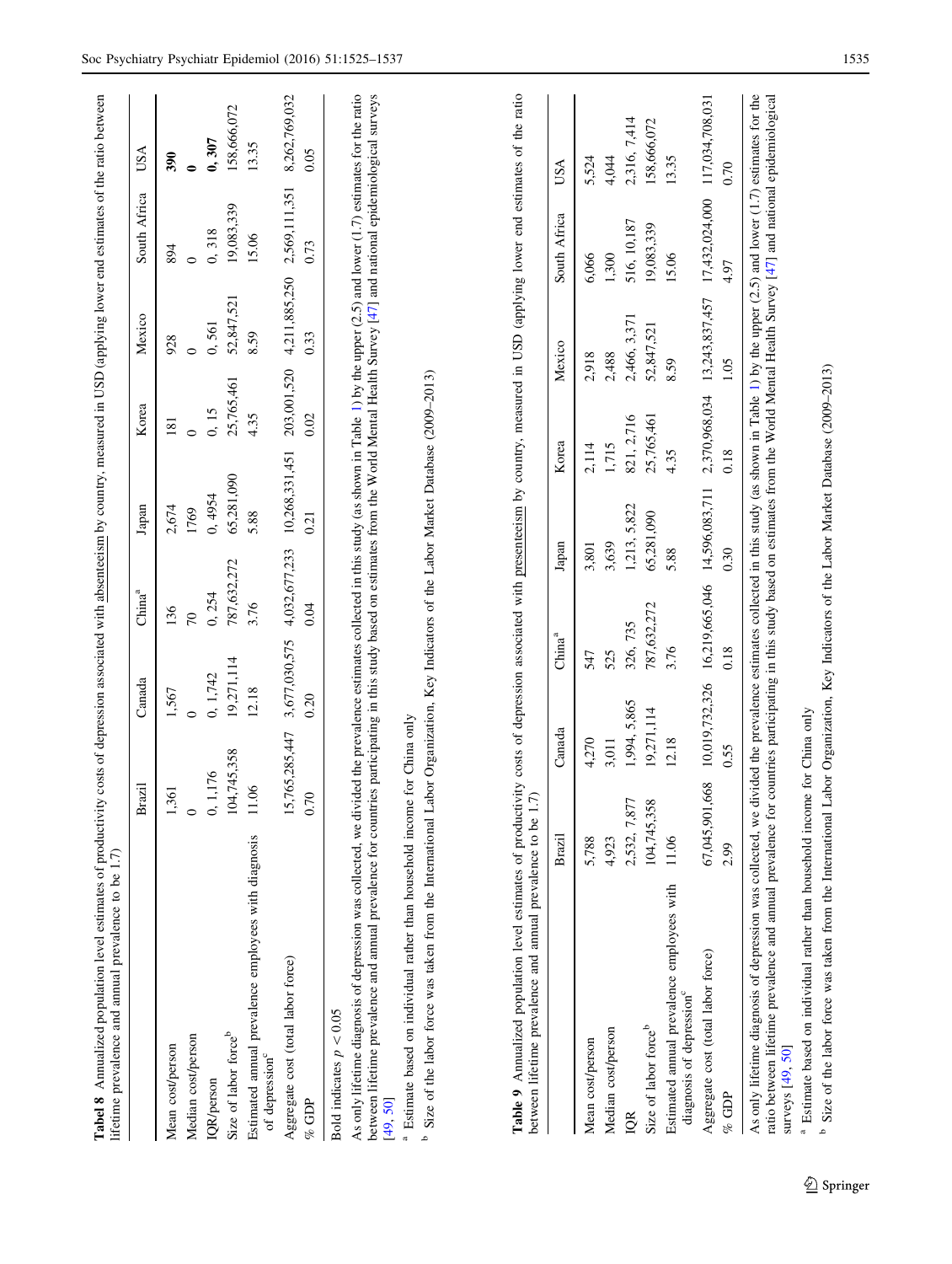**Tabel 8** Annualized population level estimates of productivity costs of depression associated with absenteeism by country, measured in USD (applying lower end estimates of the ratio between lifetime prevalence and annual prevalence to be 1.7)

| | Brazil | Canada | China[a] | Japan | Korea | Mexico | South Africa | USA |
|---|---|---|---|---|---|---|---|---|
| Mean cost/person | 1,361 | 1,567 | 136 | 2,674 | 181 | 928 | 894 | **390** |
| Median cost/person | 0 | 0 | 70 | 1769 | 0 | 0 | 0 | **0** |
| IQR/person | 0, 1,176 | 0, 1,742 | 0, 254 | 0, 4954 | 0, 15 | 0, 561 | 0, 318 | **0, 307** |
| Size of labor force[b] | 104,745,358 | 19,271,114 | 787,632,272 | 65,281,090 | 25,765,461 | 52,847,521 | 19,083,339 | 158,666,072 |
| Estimated annual prevalence employees with diagnosis of depression[c] | 11.06 | 12.18 | 3.76 | 5.88 | 4.35 | 8.59 | 15.06 | 13.35 |
| Aggregate cost (total labor force) | 15,765,285,447 | 3,677,030,575 | 4,032,677,233 | 10,268,331,451 | 203,001,520 | 4,211,885,250 | 2,569,111,351 | 8,262,769,032 |
| % GDP | 0.70 | 0.20 | 0.04 | 0.21 | 0.02 | 0.33 | 0.73 | 0.05 |

Bold indicates $p < 0.05$

As only lifetime diagnosis of depression was collected, we divided the prevalence estimates collected in this study (as shown in Table 1) by the upper (2.5) and lower (1.7) estimates for the ratio between lifetime prevalence and annual prevalence for countries participating in this study based on estimates from the World Mental Health Survey [47] and national epidemiological surveys [49, 50]

[a] Estimate based on individual rather than household income for China only

[b] Size of the labor force was taken from the International Labor Organization, Key Indicators of the Labor Market Database (2009–2013)

**Table 9** Annualized population level estimates of productivity costs of depression associated with presenteeism by country, measured in USD (applying lower end estimates of the ratio between lifetime prevalence and annual prevalence to be 1.7)

| | Brazil | Canada | China[a] | Japan | Korea | Mexico | South Africa | USA |
|---|---|---|---|---|---|---|---|---|
| Mean cost/person | 5,788 | 4,270 | 547 | 3,801 | 2,114 | 2,918 | 6,066 | 5,524 |
| Median cost/person | 4,923 | 3,011 | 525 | 3,639 | 1,715 | 2,488 | 1,300 | 4,044 |
| IQR | 2,532, 7,877 | 1,994, 5,865 | 326, 735 | 1,213, 5,822 | 821, 2,716 | 2,466, 3,371 | 516, 10,187 | 2,316, 7,414 |
| Size of labor force[b] | 104,745,358 | 19,271,114 | 787,632,272 | 65,281,090 | 25,765,461 | 52,847,521 | 19,083,339 | 158,666,072 |
| Estimated annual prevalence employees with diagnosis of depression[c] | 11.06 | 12.18 | 3.76 | 5.88 | 4.35 | 8.59 | 15.06 | 13.35 |
| Aggregate cost (total labor force) | 67,045,901,668 | 10,019,732,326 | 16,219,665,046 | 14,596,083,711 | 2,370,968,034 | 13,243,837,457 | 17,432,024,000 | 117,034,708,031 |
| % GDP | 2.99 | 0.55 | 0.18 | 0.30 | 0.18 | 1.05 | 4.97 | 0.70 |

As only lifetime diagnosis of depression was collected, we divided the prevalence estimates collected in this study (as shown in Table 1) by the upper (2.5) and lower (1.7) estimates for the ratio between lifetime prevalence and annual prevalence for countries participating in this study based on estimates from the World Mental Health Survey [47] and national epidemiological surveys [49, 50]

[a] Estimate based on individual rather than household income for China only

[b] Size of the labor force was taken from the International Labor Organization, Key Indicators of the Labor Market Database (2009–2013)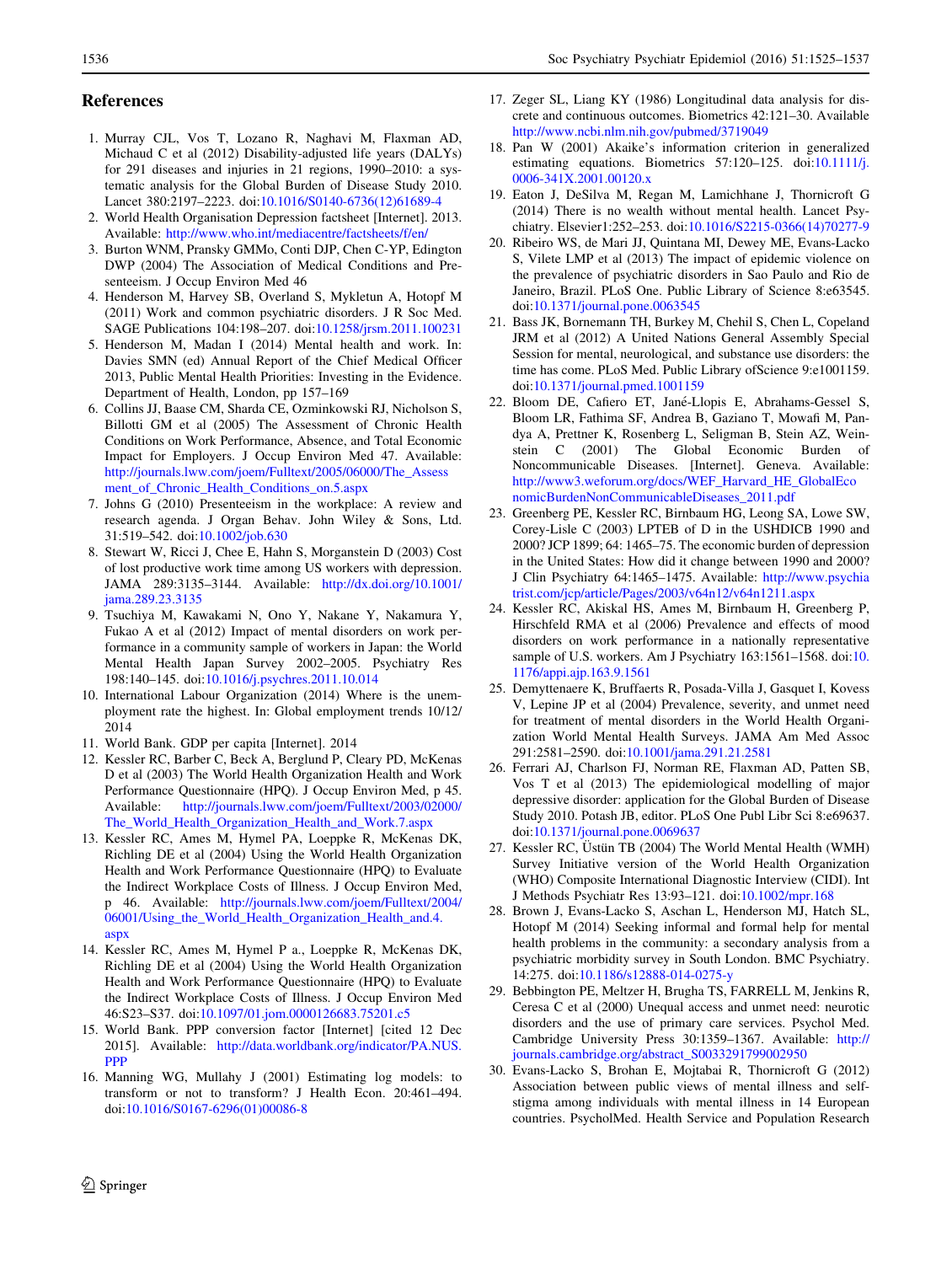## References

1. Murray CJL, Vos T, Lozano R, Naghavi M, Flaxman AD, Michaud C et al (2012) Disability-adjusted life years (DALYs) for 291 diseases and injuries in 21 regions, 1990–2010: a systematic analysis for the Global Burden of Disease Study 2010. Lancet 380:2197–2223. doi:10.1016/S0140-6736(12)61689-4
2. World Health Organisation Depression factsheet [Internet]. 2013. Available: http://www.who.int/mediacentre/factsheets/f/en/
3. Burton WNM, Pransky GMMo, Conti DJP, Chen C-YP, Edington DWP (2004) The Association of Medical Conditions and Presenteeism. J Occup Environ Med 46
4. Henderson M, Harvey SB, Overland S, Mykletun A, Hotopf M (2011) Work and common psychiatric disorders. J R Soc Med. SAGE Publications 104:198–207. doi:10.1258/jrsm.2011.100231
5. Henderson M, Madan I (2014) Mental health and work. In: Davies SMN (ed) Annual Report of the Chief Medical Officer 2013, Public Mental Health Priorities: Investing in the Evidence. Department of Health, London, pp 157–169
6. Collins JJ, Baase CM, Sharda CE, Ozminkowski RJ, Nicholson S, Billotti GM et al (2005) The Assessment of Chronic Health Conditions on Work Performance, Absence, and Total Economic Impact for Employers. J Occup Environ Med 47. Available: http://journals.lww.com/joem/Fulltext/2005/06000/The_Assessment_of_Chronic_Health_Conditions_on.5.aspx
7. Johns G (2010) Presenteeism in the workplace: A review and research agenda. J Organ Behav. John Wiley & Sons, Ltd. 31:519–542. doi:10.1002/job.630
8. Stewart W, Ricci J, Chee E, Hahn S, Morganstein D (2003) Cost of lost productive work time among US workers with depression. JAMA 289:3135–3144. Available: http://dx.doi.org/10.1001/jama.289.23.3135
9. Tsuchiya M, Kawakami N, Ono Y, Nakane Y, Nakamura Y, Fukao A et al (2012) Impact of mental disorders on work performance in a community sample of workers in Japan: the World Mental Health Japan Survey 2002–2005. Psychiatry Res 198:140–145. doi:10.1016/j.psychres.2011.10.014
10. International Labour Organization (2014) Where is the unemployment rate the highest. In: Global employment trends 10/12/2014
11. World Bank. GDP per capita [Internet]. 2014
12. Kessler RC, Barber C, Beck A, Berglund P, Cleary PD, McKenas D et al (2003) The World Health Organization Health and Work Performance Questionnaire (HPQ). J Occup Environ Med, p 45. Available: http://journals.lww.com/joem/Fulltext/2003/02000/The_World_Health_Organization_Health_and_Work.7.aspx
13. Kessler RC, Ames M, Hymel PA, Loeppke R, McKenas DK, Richling DE et al (2004) Using the World Health Organization Health and Work Performance Questionnaire (HPQ) to Evaluate the Indirect Workplace Costs of Illness. J Occup Environ Med, p 46. Available: http://journals.lww.com/joem/Fulltext/2004/06001/Using_the_World_Health_Organization_Health_and.4.aspx
14. Kessler RC, Ames M, Hymel P a., Loeppke R, McKenas DK, Richling DE et al (2004) Using the World Health Organization Health and Work Performance Questionnaire (HPQ) to Evaluate the Indirect Workplace Costs of Illness. J Occup Environ Med 46:S23–S37. doi:10.1097/01.jom.0000126683.75201.c5
15. World Bank. PPP conversion factor [Internet] [cited 12 Dec 2015]. Available: http://data.worldbank.org/indicator/PA.NUS.PPP
16. Manning WG, Mullahy J (2001) Estimating log models: to transform or not to transform? J Health Econ. 20:461–494. doi:10.1016/S0167-6296(01)00086-8
17. Zeger SL, Liang KY (1986) Longitudinal data analysis for discrete and continuous outcomes. Biometrics 42:121–30. Available http://www.ncbi.nlm.nih.gov/pubmed/3719049
18. Pan W (2001) Akaike's information criterion in generalized estimating equations. Biometrics 57:120–125. doi:10.1111/j.0006-341X.2001.00120.x
19. Eaton J, DeSilva M, Regan M, Lamichhane J, Thornicroft G (2014) There is no wealth without mental health. Lancet Psychiatry. Elsevier1:252–253. doi:10.1016/S2215-0366(14)70277-9
20. Ribeiro WS, de Mari JJ, Quintana MI, Dewey ME, Evans-Lacko S, Vilete LMP et al (2013) The impact of epidemic violence on the prevalence of psychiatric disorders in Sao Paulo and Rio de Janeiro, Brazil. PLoS One. Public Library of Science 8:e63545. doi:10.1371/journal.pone.0063545
21. Bass JK, Bornemann TH, Burkey M, Chehil S, Chen L, Copeland JRM et al (2012) A United Nations General Assembly Special Session for mental, neurological, and substance use disorders: the time has come. PLoS Med. Public Library ofScience 9:e1001159. doi:10.1371/journal.pmed.1001159
22. Bloom DE, Cafiero ET, Jané-Llopis E, Abrahams-Gessel S, Bloom LR, Fathima SF, Andrea B, Gaziano T, Mowafi M, Pandya A, Prettner K, Rosenberg L, Seligman B, Stein AZ, Weinstein C (2001) The Global Economic Burden of Noncommunicable Diseases. [Internet]. Geneva. Available: http://www3.weforum.org/docs/WEF_Harvard_HE_GlobalEconomicBurdenNonCommunicableDiseases_2011.pdf
23. Greenberg PE, Kessler RC, Birnbaum HG, Leong SA, Lowe SW, Corey-Lisle C (2003) LPTEB of D in the USHDICB 1990 and 2000? JCP 1899; 64: 1465–75. The economic burden of depression in the United States: How did it change between 1990 and 2000? J Clin Psychiatry 64:1465–1475. Available: http://www.psychiatrist.com/jcp/article/Pages/2003/v64n12/v64n1211.aspx
24. Kessler RC, Akiskal HS, Ames M, Birnbaum H, Greenberg P, Hirschfeld RMA et al (2006) Prevalence and effects of mood disorders on work performance in a nationally representative sample of U.S. workers. Am J Psychiatry 163:1561–1568. doi:10.1176/appi.ajp.163.9.1561
25. Demyttenaere K, Bruffaerts R, Posada-Villa J, Gasquet I, Kovess V, Lepine JP et al (2004) Prevalence, severity, and unmet need for treatment of mental disorders in the World Health Organization World Mental Health Surveys. JAMA Am Med Assoc 291:2581–2590. doi:10.1001/jama.291.21.2581
26. Ferrari AJ, Charlson FJ, Norman RE, Flaxman AD, Patten SB, Vos T et al (2013) The epidemiological modelling of major depressive disorder: application for the Global Burden of Disease Study 2010. Potash JB, editor. PLoS One Publ Libr Sci 8:e69637. doi:10.1371/journal.pone.0069637
27. Kessler RC, Üstün TB (2004) The World Mental Health (WMH) Survey Initiative version of the World Health Organization (WHO) Composite International Diagnostic Interview (CIDI). Int J Methods Psychiatr Res 13:93–121. doi:10.1002/mpr.168
28. Brown J, Evans-Lacko S, Aschan L, Henderson MJ, Hatch SL, Hotopf M (2014) Seeking informal and formal help for mental health problems in the community: a secondary analysis from a psychiatric morbidity survey in South London. BMC Psychiatry. 14:275. doi:10.1186/s12888-014-0275-y
29. Bebbington PE, Meltzer H, Brugha TS, FARRELL M, Jenkins R, Ceresa C et al (2000) Unequal access and unmet need: neurotic disorders and the use of primary care services. Psychol Med. Cambridge University Press 30:1359–1367. Available: http://journals.cambridge.org/abstract_S0033291799002950
30. Evans-Lacko S, Brohan E, Mojtabai R, Thornicroft G (2012) Association between public views of mental illness and self-stigma among individuals with mental illness in 14 European countries. PsycholMed. Health Service and Population Research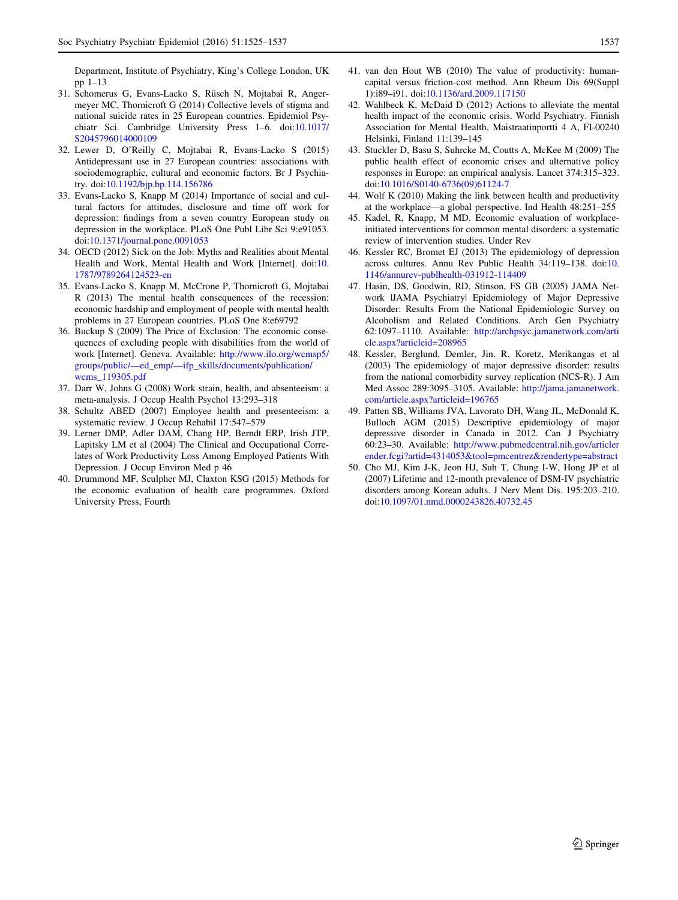Department, Institute of Psychiatry, King's College London, UK pp 1–13

31. Schomerus G, Evans-Lacko S, Rüsch N, Mojtabai R, Angermeyer MC, Thornicroft G (2014) Collective levels of stigma and national suicide rates in 25 European countries. Epidemiol Psychiatr Sci. Cambridge University Press 1–6. doi:10.1017/S2045796014000109
32. Lewer D, O'Reilly C, Mojtabai R, Evans-Lacko S (2015) Antidepressant use in 27 European countries: associations with sociodemographic, cultural and economic factors. Br J Psychiatry. doi:10.1192/bjp.bp.114.156786
33. Evans-Lacko S, Knapp M (2014) Importance of social and cultural factors for attitudes, disclosure and time off work for depression: findings from a seven country European study on depression in the workplace. PLoS One Publ Libr Sci 9:e91053. doi:10.1371/journal.pone.0091053
34. OECD (2012) Sick on the Job: Myths and Realities about Mental Health and Work, Mental Health and Work [Internet]. doi:10.1787/9789264124523-en
35. Evans-Lacko S, Knapp M, McCrone P, Thornicroft G, Mojtabai R (2013) The mental health consequences of the recession: economic hardship and employment of people with mental health problems in 27 European countries. PLoS One 8:e69792
36. Buckup S (2009) The Price of Exclusion: The economic consequences of excluding people with disabilities from the world of work [Internet]. Geneva. Available: http://www.ilo.org/wcmsp5/groups/public/—ed_emp/—ifp_skills/documents/publication/wcms_119305.pdf
37. Darr W, Johns G (2008) Work strain, health, and absenteeism: a meta-analysis. J Occup Health Psychol 13:293–318
38. Schultz ABED (2007) Employee health and presenteeism: a systematic review. J Occup Rehabil 17:547–579
39. Lerner DMP, Adler DAM, Chang HP, Berndt ERP, Irish JTP, Lapitsky LM et al (2004) The Clinical and Occupational Correlates of Work Productivity Loss Among Employed Patients With Depression. J Occup Environ Med p 46
40. Drummond MF, Sculpher MJ, Claxton KSG (2015) Methods for the economic evaluation of health care programmes. Oxford University Press, Fourth
41. van den Hout WB (2010) The value of productivity: human-capital versus friction-cost method. Ann Rheum Dis 69(Suppl 1):i89–i91. doi:10.1136/ard.2009.117150
42. Wahlbeck K, McDaid D (2012) Actions to alleviate the mental health impact of the economic crisis. World Psychiatry. Finnish Association for Mental Health, Maistraatinportti 4 A, FI-00240 Helsinki, Finland 11:139–145
43. Stuckler D, Basu S, Suhrcke M, Coutts A, McKee M (2009) The public health effect of economic crises and alternative policy responses in Europe: an empirical analysis. Lancet 374:315–323. doi:10.1016/S0140-6736(09)61124-7
44. Wolf K (2010) Making the link between health and productivity at the workplace—a global perspective. Ind Health 48:251–255
45. Kadel, R, Knapp, M MD. Economic evaluation of workplace-initiated interventions for common mental disorders: a systematic review of intervention studies. Under Rev
46. Kessler RC, Bromet EJ (2013) The epidemiology of depression across cultures. Annu Rev Public Health 34:119–138. doi:10.1146/annurev-publhealth-031912-114409
47. Hasin, DS, Goodwin, RD, Stinson, FS GB (2005) JAMA Network |JAMA Psychiatry| Epidemiology of Major Depressive Disorder: Results From the National Epidemiologic Survey on Alcoholism and Related Conditions. Arch Gen Psychiatry 62:1097–1110. Available: http://archpsyc.jamanetwork.com/article.aspx?articleid=208965
48. Kessler, Berglund, Demler, Jin. R, Koretz, Merikangas et al (2003) The epidemiology of major depressive disorder: results from the national comorbidity survey replication (NCS-R). J Am Med Assoc 289:3095–3105. Available: http://jama.jamanetwork.com/article.aspx?articleid=196765
49. Patten SB, Williams JVA, Lavorato DH, Wang JL, McDonald K, Bulloch AGM (2015) Descriptive epidemiology of major depressive disorder in Canada in 2012. Can J Psychiatry 60:23–30. Available: http://www.pubmedcentral.nih.gov/articlerender.fcgi?artid=4314053&tool=pmcentrez&rendertype=abstract
50. Cho MJ, Kim J-K, Jeon HJ, Suh T, Chung I-W, Hong JP et al (2007) Lifetime and 12-month prevalence of DSM-IV psychiatric disorders among Korean adults. J Nerv Ment Dis. 195:203–210. doi:10.1097/01.nmd.0000243826.40732.45